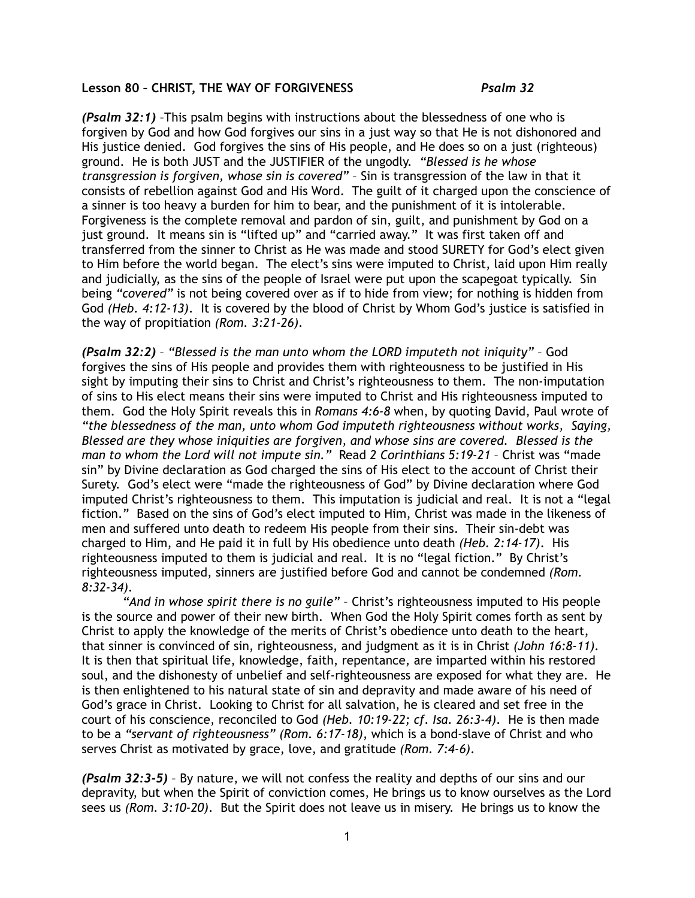**Lesson 80 – CHRIST, THE WAY OF FORGIVENESS** ***Psalm 32***

***(Psalm 32:1)*** –This psalm begins with instructions about the blessedness of one who is forgiven by God and how God forgives our sins in a just way so that He is not dishonored and His justice denied. God forgives the sins of His people, and He does so on a just (righteous) ground. He is both JUST and the JUSTIFIER of the ungodly. *"Blessed is he whose transgression is forgiven, whose sin is covered"* – Sin is transgression of the law in that it consists of rebellion against God and His Word. The guilt of it charged upon the conscience of a sinner is too heavy a burden for him to bear, and the punishment of it is intolerable. Forgiveness is the complete removal and pardon of sin, guilt, and punishment by God on a just ground. It means sin is "lifted up" and "carried away." It was first taken off and transferred from the sinner to Christ as He was made and stood SURETY for God's elect given to Him before the world began. The elect's sins were imputed to Christ, laid upon Him really and judicially, as the sins of the people of Israel were put upon the scapegoat typically. Sin being *"covered"* is not being covered over as if to hide from view; for nothing is hidden from God *(Heb. 4:12-13)*. It is covered by the blood of Christ by Whom God's justice is satisfied in the way of propitiation *(Rom. 3:21-26)*.

***(Psalm 32:2)*** – *"Blessed is the man unto whom the LORD imputeth not iniquity"* – God forgives the sins of His people and provides them with righteousness to be justified in His sight by imputing their sins to Christ and Christ's righteousness to them. The non-imputation of sins to His elect means their sins were imputed to Christ and His righteousness imputed to them. God the Holy Spirit reveals this in *Romans 4:6-8* when, by quoting David, Paul wrote of *"the blessedness of the man, unto whom God imputeth righteousness without works, Saying, Blessed are they whose iniquities are forgiven, and whose sins are covered. Blessed is the man to whom the Lord will not impute sin."* Read *2 Corinthians 5:19-21* – Christ was "made sin" by Divine declaration as God charged the sins of His elect to the account of Christ their Surety. God's elect were "made the righteousness of God" by Divine declaration where God imputed Christ's righteousness to them. This imputation is judicial and real. It is not a "legal fiction." Based on the sins of God's elect imputed to Him, Christ was made in the likeness of men and suffered unto death to redeem His people from their sins. Their sin-debt was charged to Him, and He paid it in full by His obedience unto death *(Heb. 2:14-17)*. His righteousness imputed to them is judicial and real. It is no "legal fiction." By Christ's righteousness imputed, sinners are justified before God and cannot be condemned *(Rom. 8:32-34)*.

*"And in whose spirit there is no guile"* – Christ's righteousness imputed to His people is the source and power of their new birth. When God the Holy Spirit comes forth as sent by Christ to apply the knowledge of the merits of Christ's obedience unto death to the heart, that sinner is convinced of sin, righteousness, and judgment as it is in Christ *(John 16:8-11)*. It is then that spiritual life, knowledge, faith, repentance, are imparted within his restored soul, and the dishonesty of unbelief and self-righteousness are exposed for what they are. He is then enlightened to his natural state of sin and depravity and made aware of his need of God's grace in Christ. Looking to Christ for all salvation, he is cleared and set free in the court of his conscience, reconciled to God *(Heb. 10:19-22; cf. Isa. 26:3-4)*. He is then made to be a *"servant of righteousness" (Rom. 6:17-18)*, which is a bond-slave of Christ and who serves Christ as motivated by grace, love, and gratitude *(Rom. 7:4-6)*.

***(Psalm 32:3-5)*** – By nature, we will not confess the reality and depths of our sins and our depravity, but when the Spirit of conviction comes, He brings us to know ourselves as the Lord sees us *(Rom. 3:10-20)*. But the Spirit does not leave us in misery. He brings us to know the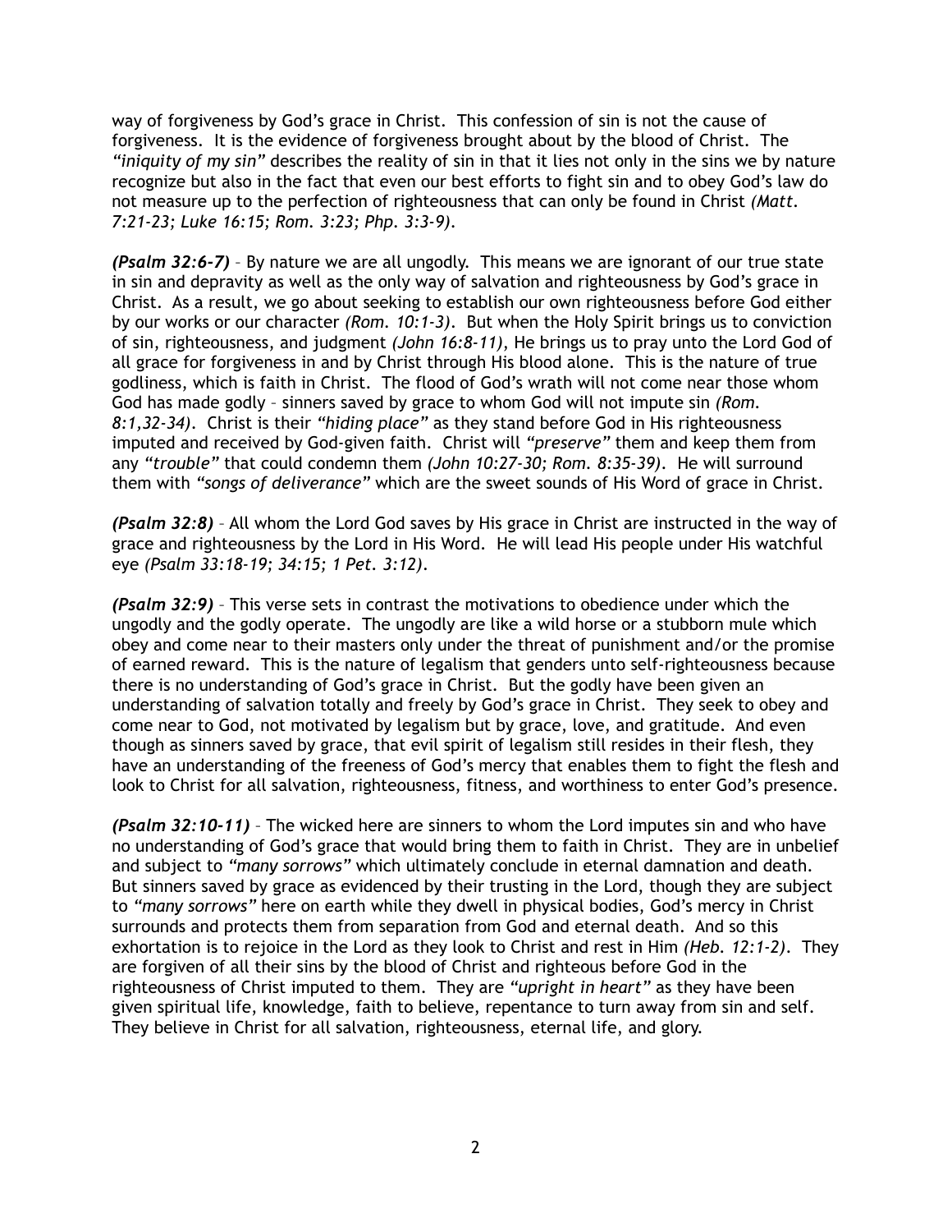way of forgiveness by God's grace in Christ. This confession of sin is not the cause of forgiveness. It is the evidence of forgiveness brought about by the blood of Christ. The *"iniquity of my sin"* describes the reality of sin in that it lies not only in the sins we by nature recognize but also in the fact that even our best efforts to fight sin and to obey God's law do not measure up to the perfection of righteousness that can only be found in Christ *(Matt. 7:21-23; Luke 16:15; Rom. 3:23; Php. 3:3-9)*.

***(Psalm 32:6-7)*** – By nature we are all ungodly. This means we are ignorant of our true state in sin and depravity as well as the only way of salvation and righteousness by God's grace in Christ. As a result, we go about seeking to establish our own righteousness before God either by our works or our character *(Rom. 10:1-3)*. But when the Holy Spirit brings us to conviction of sin, righteousness, and judgment *(John 16:8-11)*, He brings us to pray unto the Lord God of all grace for forgiveness in and by Christ through His blood alone. This is the nature of true godliness, which is faith in Christ. The flood of God's wrath will not come near those whom God has made godly – sinners saved by grace to whom God will not impute sin *(Rom. 8:1,32-34)*. Christ is their *"hiding place"* as they stand before God in His righteousness imputed and received by God-given faith. Christ will *"preserve"* them and keep them from any *"trouble"* that could condemn them *(John 10:27-30; Rom. 8:35-39)*. He will surround them with *"songs of deliverance"* which are the sweet sounds of His Word of grace in Christ.

***(Psalm 32:8)*** – All whom the Lord God saves by His grace in Christ are instructed in the way of grace and righteousness by the Lord in His Word. He will lead His people under His watchful eye *(Psalm 33:18-19; 34:15; 1 Pet. 3:12)*.

***(Psalm 32:9)*** – This verse sets in contrast the motivations to obedience under which the ungodly and the godly operate. The ungodly are like a wild horse or a stubborn mule which obey and come near to their masters only under the threat of punishment and/or the promise of earned reward. This is the nature of legalism that genders unto self-righteousness because there is no understanding of God's grace in Christ. But the godly have been given an understanding of salvation totally and freely by God's grace in Christ. They seek to obey and come near to God, not motivated by legalism but by grace, love, and gratitude. And even though as sinners saved by grace, that evil spirit of legalism still resides in their flesh, they have an understanding of the freeness of God's mercy that enables them to fight the flesh and look to Christ for all salvation, righteousness, fitness, and worthiness to enter God's presence.

***(Psalm 32:10-11)*** – The wicked here are sinners to whom the Lord imputes sin and who have no understanding of God's grace that would bring them to faith in Christ. They are in unbelief and subject to *"many sorrows"* which ultimately conclude in eternal damnation and death. But sinners saved by grace as evidenced by their trusting in the Lord, though they are subject to *"many sorrows"* here on earth while they dwell in physical bodies, God's mercy in Christ surrounds and protects them from separation from God and eternal death. And so this exhortation is to rejoice in the Lord as they look to Christ and rest in Him *(Heb. 12:1-2)*. They are forgiven of all their sins by the blood of Christ and righteous before God in the righteousness of Christ imputed to them. They are *"upright in heart"* as they have been given spiritual life, knowledge, faith to believe, repentance to turn away from sin and self. They believe in Christ for all salvation, righteousness, eternal life, and glory.